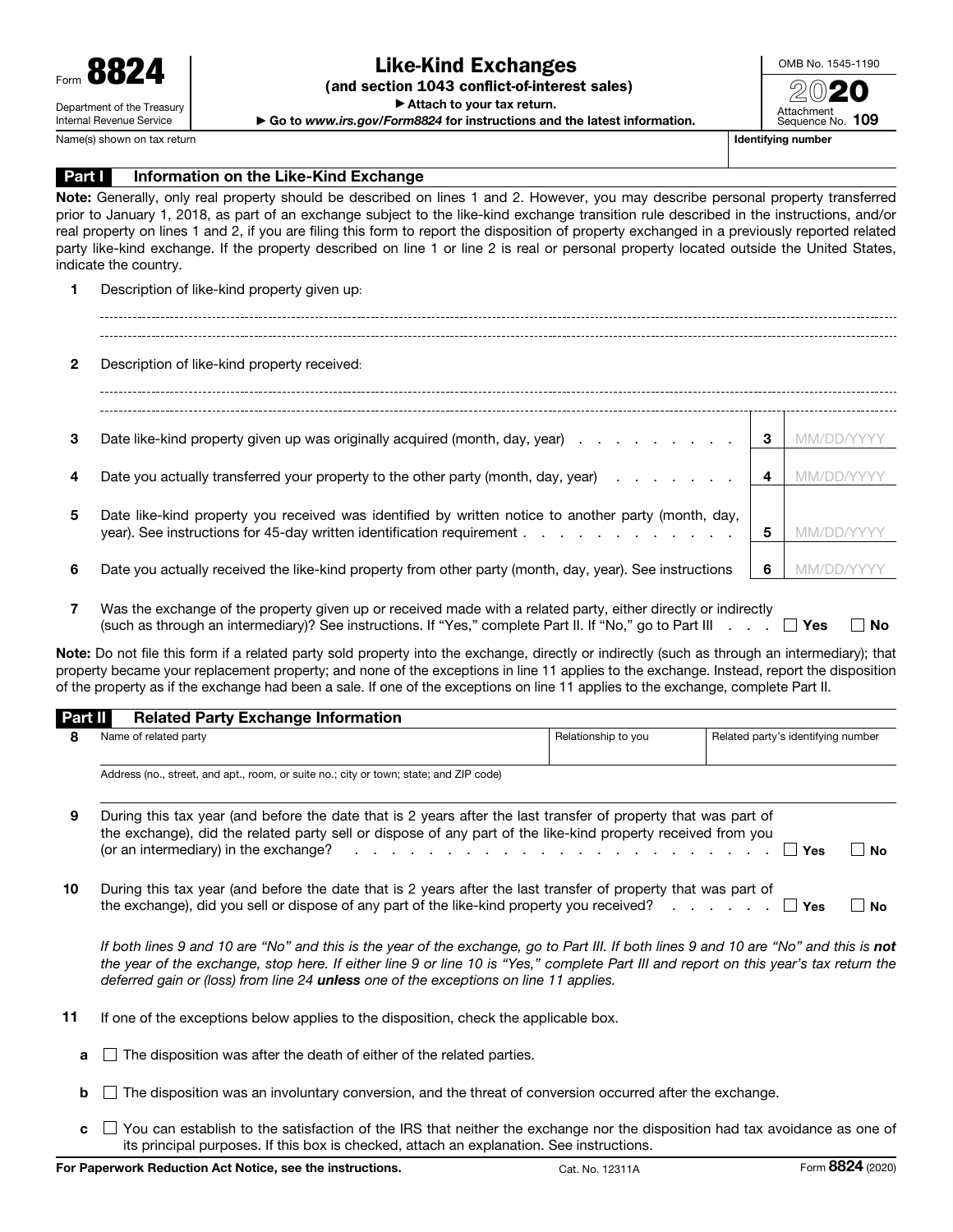Form **8824**

Department of the Treasury
Internal Revenue Service

# Like-Kind Exchanges

**(and section 1043 conflict-of-interest sales)**

► **Attach to your tax return.**

► **Go to** ***www.irs.gov/Form8824*** **for instructions and the latest information.**

OMB No. 1545-1190

**2020**

Attachment Sequence No. **109**

Name(s) shown on tax return | **Identifying number**

## Part I — Information on the Like-Kind Exchange

**Note:** Generally, only real property should be described on lines 1 and 2. However, you may describe personal property transferred prior to January 1, 2018, as part of an exchange subject to the like-kind exchange transition rule described in the instructions, and/or real property on lines 1 and 2, if you are filing this form to report the disposition of property exchanged in a previously reported related party like-kind exchange. If the property described on line 1 or line 2 is real or personal property located outside the United States, indicate the country.

**1** Description of like-kind property given up:

**2** Description of like-kind property received:

| | | | |
|---|---|---|---|
| **3** | Date like-kind property given up was originally acquired (month, day, year) | **3** | MM/DD/YYYY |
| **4** | Date you actually transferred your property to the other party (month, day, year) | **4** | MM/DD/YYYY |
| **5** | Date like-kind property you received was identified by written notice to another party (month, day, year). See instructions for 45-day written identification requirement | **5** | MM/DD/YYYY |
| **6** | Date you actually received the like-kind property from other party (month, day, year). See instructions | **6** | MM/DD/YYYY |

**7** Was the exchange of the property given up or received made with a related party, either directly or indirectly (such as through an intermediary)? See instructions. If "Yes," complete Part II. If "No," go to Part III . . . ☐ **Yes** ☐ **No**

**Note:** Do not file this form if a related party sold property into the exchange, directly or indirectly (such as through an intermediary); that property became your replacement property; and none of the exceptions in line 11 applies to the exchange. Instead, report the disposition of the property as if the exchange had been a sale. If one of the exceptions on line 11 applies to the exchange, complete Part II.

## Part II — Related Party Exchange Information

| **8** Name of related party | Relationship to you | Related party's identifying number |
|---|---|---|
| | | |

Address (no., street, and apt., room, or suite no.; city or town; state; and ZIP code)

**9** During this tax year (and before the date that is 2 years after the last transfer of property that was part of the exchange), did the related party sell or dispose of any part of the like-kind property received from you (or an intermediary) in the exchange? ☐ **Yes** ☐ **No**

**10** During this tax year (and before the date that is 2 years after the last transfer of property that was part of the exchange), did you sell or dispose of any part of the like-kind property you received? ☐ **Yes** ☐ **No**

*If both lines 9 and 10 are "No" and this is the year of the exchange, go to Part III. If both lines 9 and 10 are "No" and this is* ***not*** *the year of the exchange, stop here. If either line 9 or line 10 is "Yes," complete Part III and report on this year's tax return the deferred gain or (loss) from line 24* ***unless*** *one of the exceptions on line 11 applies.*

**11** If one of the exceptions below applies to the disposition, check the applicable box.

**a** ☐ The disposition was after the death of either of the related parties.

**b** ☐ The disposition was an involuntary conversion, and the threat of conversion occurred after the exchange.

**c** ☐ You can establish to the satisfaction of the IRS that neither the exchange nor the disposition had tax avoidance as one of its principal purposes. If this box is checked, attach an explanation. See instructions.

**For Paperwork Reduction Act Notice, see the instructions.** Cat. No. 12311A Form **8824** (2020)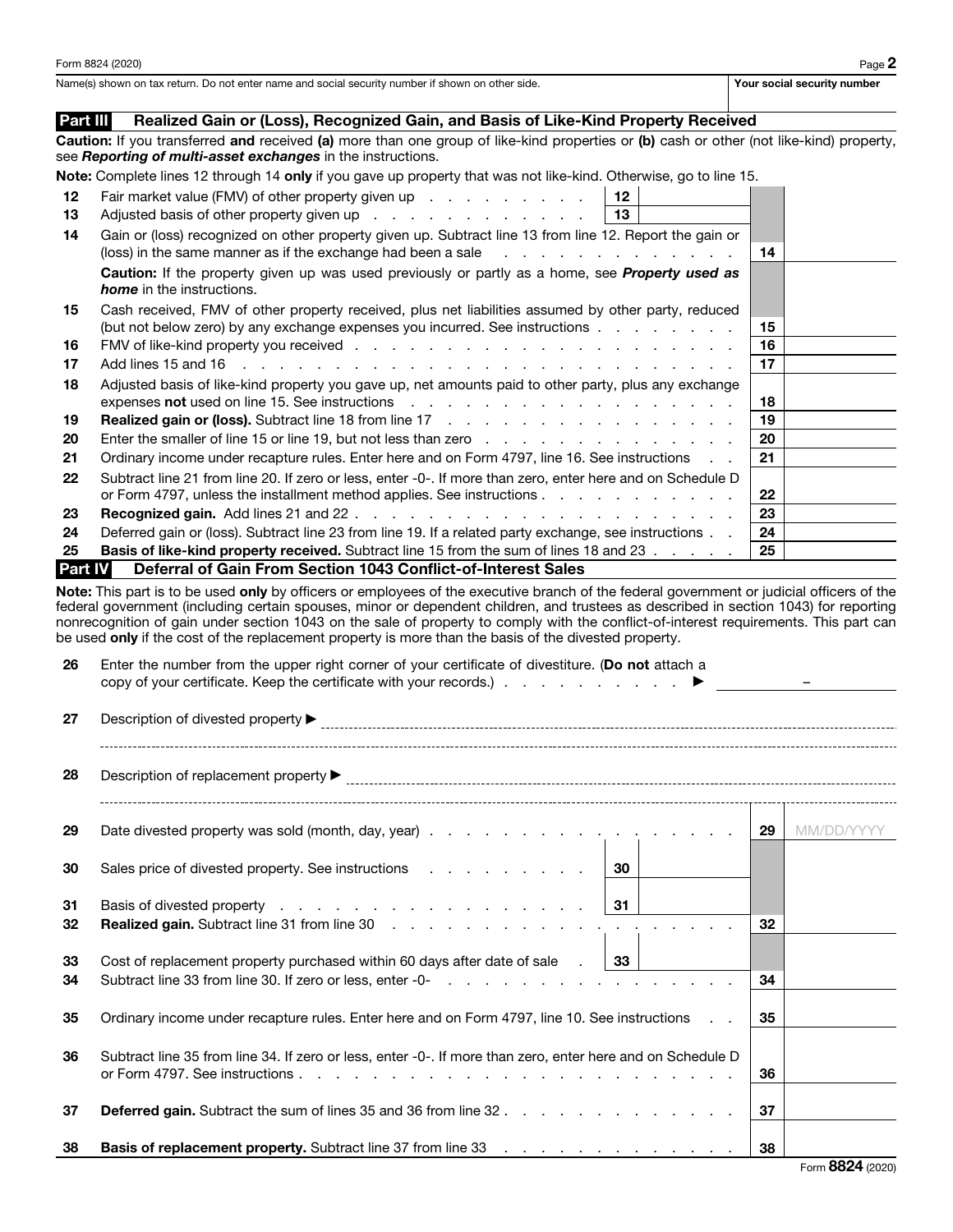Name(s) shown on tax return. Do not enter name and social security number if shown on other side.

**Your social security number**

## Part III Realized Gain or (Loss), Recognized Gain, and Basis of Like-Kind Property Received

**Caution:** If you transferred **and** received **(a)** more than one group of like-kind properties or **(b)** cash or other (not like-kind) property, see ***Reporting of multi-asset exchanges*** in the instructions.

**Note:** Complete lines 12 through 14 **only** if you gave up property that was not like-kind. Otherwise, go to line 15.

| | | | | | |
|---|---|---|---|---|---|
| 12 | Fair market value (FMV) of other property given up | 12 | | | |
| 13 | Adjusted basis of other property given up | 13 | | | |
| 14 | Gain or (loss) recognized on other property given up. Subtract line 13 from line 12. Report the gain or (loss) in the same manner as if the exchange had been a sale | | | 14 | |
| | **Caution:** If the property given up was used previously or partly as a home, see ***Property used as home*** in the instructions. | | | | |
| 15 | Cash received, FMV of other property received, plus net liabilities assumed by other party, reduced (but not below zero) by any exchange expenses you incurred. See instructions | | | 15 | |
| 16 | FMV of like-kind property you received | | | 16 | |
| 17 | Add lines 15 and 16 | | | 17 | |
| 18 | Adjusted basis of like-kind property you gave up, net amounts paid to other party, plus any exchange expenses **not** used on line 15. See instructions | | | 18 | |
| 19 | **Realized gain or (loss).** Subtract line 18 from line 17 | | | 19 | |
| 20 | Enter the smaller of line 15 or line 19, but not less than zero | | | 20 | |
| 21 | Ordinary income under recapture rules. Enter here and on Form 4797, line 16. See instructions | | | 21 | |
| 22 | Subtract line 21 from line 20. If zero or less, enter -0-. If more than zero, enter here and on Schedule D or Form 4797, unless the installment method applies. See instructions | | | 22 | |
| 23 | **Recognized gain.** Add lines 21 and 22 | | | 23 | |
| 24 | Deferred gain or (loss). Subtract line 23 from line 19. If a related party exchange, see instructions | | | 24 | |
| 25 | **Basis of like-kind property received.** Subtract line 15 from the sum of lines 18 and 23 | | | 25 | |

## Part IV Deferral of Gain From Section 1043 Conflict-of-Interest Sales

**Note:** This part is to be used **only** by officers or employees of the executive branch of the federal government or judicial officers of the federal government (including certain spouses, minor or dependent children, and trustees as described in section 1043) for reporting nonrecognition of gain under section 1043 on the sale of property to comply with the conflict-of-interest requirements. This part can be used **only** if the cost of the replacement property is more than the basis of the divested property.

26 Enter the number from the upper right corner of your certificate of divestiture. (**Do not** attach a copy of your certificate. Keep the certificate with your records.) ▶ ____________ – ____________

27 Description of divested property ▶ ____________________________________________

28 Description of replacement property ▶ ____________________________________________

| | | | | | |
|---|---|---|---|---|---|
| 29 | Date divested property was sold (month, day, year) | | | 29 | MM/DD/YYYY |
| 30 | Sales price of divested property. See instructions | 30 | | | |
| 31 | Basis of divested property | 31 | | | |
| 32 | **Realized gain.** Subtract line 31 from line 30 | | | 32 | |
| 33 | Cost of replacement property purchased within 60 days after date of sale | 33 | | | |
| 34 | Subtract line 33 from line 30. If zero or less, enter -0- | | | 34 | |
| 35 | Ordinary income under recapture rules. Enter here and on Form 4797, line 10. See instructions | | | 35 | |
| 36 | Subtract line 35 from line 34. If zero or less, enter -0-. If more than zero, enter here and on Schedule D or Form 4797. See instructions | | | 36 | |
| 37 | **Deferred gain.** Subtract the sum of lines 35 and 36 from line 32 | | | 37 | |
| 38 | **Basis of replacement property.** Subtract line 37 from line 33 | | | 38 | |

Form **8824** (2020)